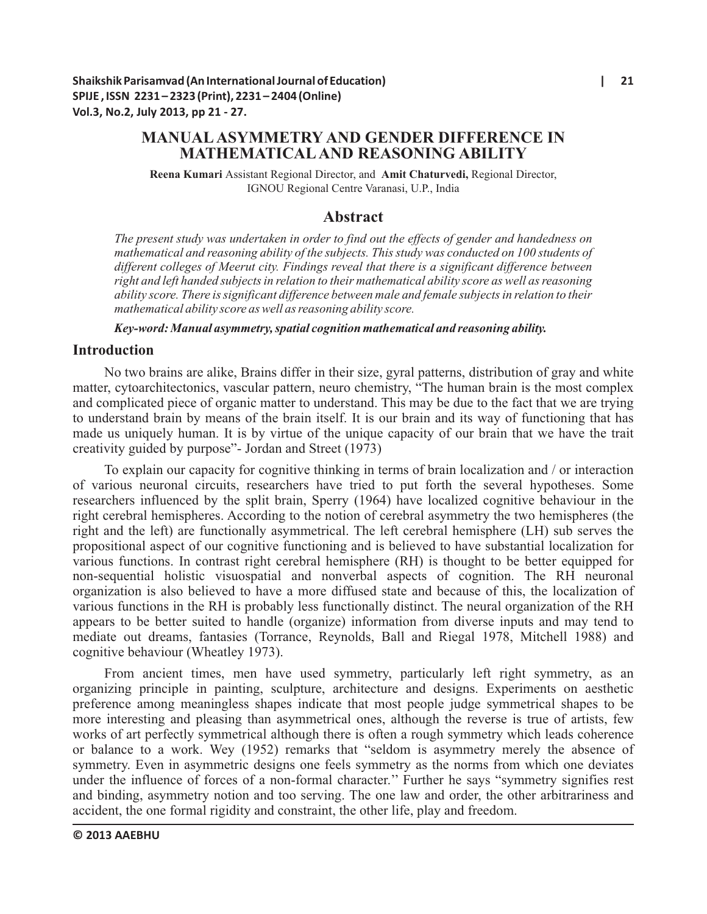# MANUAL ASYMMETRY AND GENDER DIFFERENCE IN MATHEMATICAL AND REASONING ABILITY

**Reena Kumari** Assistant Regional Director, and **Amit Chaturvedi,** Regional Director, IGNOU Regional Centre Varanasi, U.P., India

## Abstract

*The present study was undertaken in order to find out the effects of gender and handedness on mathematical and reasoning ability of the subjects. This study was conducted on 100 students of different colleges of Meerut city. Findings reveal that there is a significant difference between right and left handed subjects in relation to their mathematical ability score as well as reasoning ability score. There is significant difference between male and female subjects in relation to their mathematical ability score as well as reasoning ability score.*

***Key-word: Manual asymmetry, spatial cognition mathematical and reasoning ability.***

## Introduction

No two brains are alike, Brains differ in their size, gyral patterns, distribution of gray and white matter, cytoarchitectonics, vascular pattern, neuro chemistry, "The human brain is the most complex and complicated piece of organic matter to understand. This may be due to the fact that we are trying to understand brain by means of the brain itself. It is our brain and its way of functioning that has made us uniquely human. It is by virtue of the unique capacity of our brain that we have the trait creativity guided by purpose"- Jordan and Street (1973)

To explain our capacity for cognitive thinking in terms of brain localization and / or interaction of various neuronal circuits, researchers have tried to put forth the several hypotheses. Some researchers influenced by the split brain, Sperry (1964) have localized cognitive behaviour in the right cerebral hemispheres. According to the notion of cerebral asymmetry the two hemispheres (the right and the left) are functionally asymmetrical. The left cerebral hemisphere (LH) sub serves the propositional aspect of our cognitive functioning and is believed to have substantial localization for various functions. In contrast right cerebral hemisphere (RH) is thought to be better equipped for non-sequential holistic visuospatial and nonverbal aspects of cognition. The RH neuronal organization is also believed to have a more diffused state and because of this, the localization of various functions in the RH is probably less functionally distinct. The neural organization of the RH appears to be better suited to handle (organize) information from diverse inputs and may tend to mediate out dreams, fantasies (Torrance, Reynolds, Ball and Riegal 1978, Mitchell 1988) and cognitive behaviour (Wheatley 1973).

From ancient times, men have used symmetry, particularly left right symmetry, as an organizing principle in painting, sculpture, architecture and designs. Experiments on aesthetic preference among meaningless shapes indicate that most people judge symmetrical shapes to be more interesting and pleasing than asymmetrical ones, although the reverse is true of artists, few works of art perfectly symmetrical although there is often a rough symmetry which leads coherence or balance to a work. Wey (1952) remarks that "seldom is asymmetry merely the absence of symmetry. Even in asymmetric designs one feels symmetry as the norms from which one deviates under the influence of forces of a non-formal character.'' Further he says "symmetry signifies rest and binding, asymmetry notion and too serving. The one law and order, the other arbitrariness and accident, the one formal rigidity and constraint, the other life, play and freedom.

**© 2013 AAEBHU**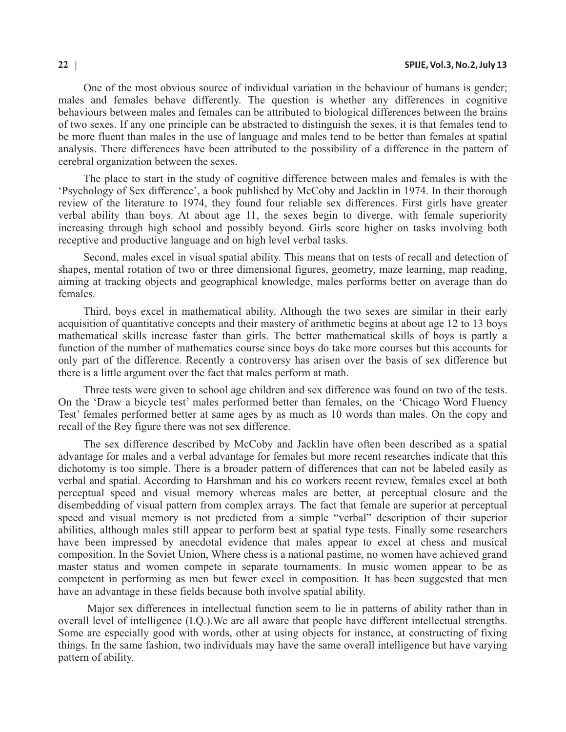One of the most obvious source of individual variation in the behaviour of humans is gender; males and females behave differently. The question is whether any differences in cognitive behaviours between males and females can be attributed to biological differences between the brains of two sexes. If any one principle can be abstracted to distinguish the sexes, it is that females tend to be more fluent than males in the use of language and males tend to be better than females at spatial analysis. There differences have been attributed to the possibility of a difference in the pattern of cerebral organization between the sexes.

The place to start in the study of cognitive difference between males and females is with the 'Psychology of Sex difference', a book published by McCoby and Jacklin in 1974. In their thorough review of the literature to 1974, they found four reliable sex differences. First girls have greater verbal ability than boys. At about age 11, the sexes begin to diverge, with female superiority increasing through high school and possibly beyond. Girls score higher on tasks involving both receptive and productive language and on high level verbal tasks.

Second, males excel in visual spatial ability. This means that on tests of recall and detection of shapes, mental rotation of two or three dimensional figures, geometry, maze learning, map reading, aiming at tracking objects and geographical knowledge, males performs better on average than do females.

Third, boys excel in mathematical ability. Although the two sexes are similar in their early acquisition of quantitative concepts and their mastery of arithmetic begins at about age 12 to 13 boys mathematical skills increase faster than girls. The better mathematical skills of boys is partly a function of the number of mathematics course since boys do take more courses but this accounts for only part of the difference. Recently a controversy has arisen over the basis of sex difference but there is a little argument over the fact that males perform at math.

Three tests were given to school age children and sex difference was found on two of the tests. On the 'Draw a bicycle test' males performed better than females, on the 'Chicago Word Fluency Test' females performed better at same ages by as much as 10 words than males. On the copy and recall of the Rey figure there was not sex difference.

The sex difference described by McCoby and Jacklin have often been described as a spatial advantage for males and a verbal advantage for females but more recent researches indicate that this dichotomy is too simple. There is a broader pattern of differences that can not be labeled easily as verbal and spatial. According to Harshman and his co workers recent review, females excel at both perceptual speed and visual memory whereas males are better, at perceptual closure and the disembedding of visual pattern from complex arrays. The fact that female are superior at perceptual speed and visual memory is not predicted from a simple "verbal" description of their superior abilities, although males still appear to perform best at spatial type tests. Finally some researchers have been impressed by anecdotal evidence that males appear to excel at chess and musical composition. In the Soviet Union, Where chess is a national pastime, no women have achieved grand master status and women compete in separate tournaments. In music women appear to be as competent in performing as men but fewer excel in composition. It has been suggested that men have an advantage in these fields because both involve spatial ability.

Major sex differences in intellectual function seem to lie in patterns of ability rather than in overall level of intelligence (I.Q.).We are all aware that people have different intellectual strengths. Some are especially good with words, other at using objects for instance, at constructing of fixing things. In the same fashion, two individuals may have the same overall intelligence but have varying pattern of ability.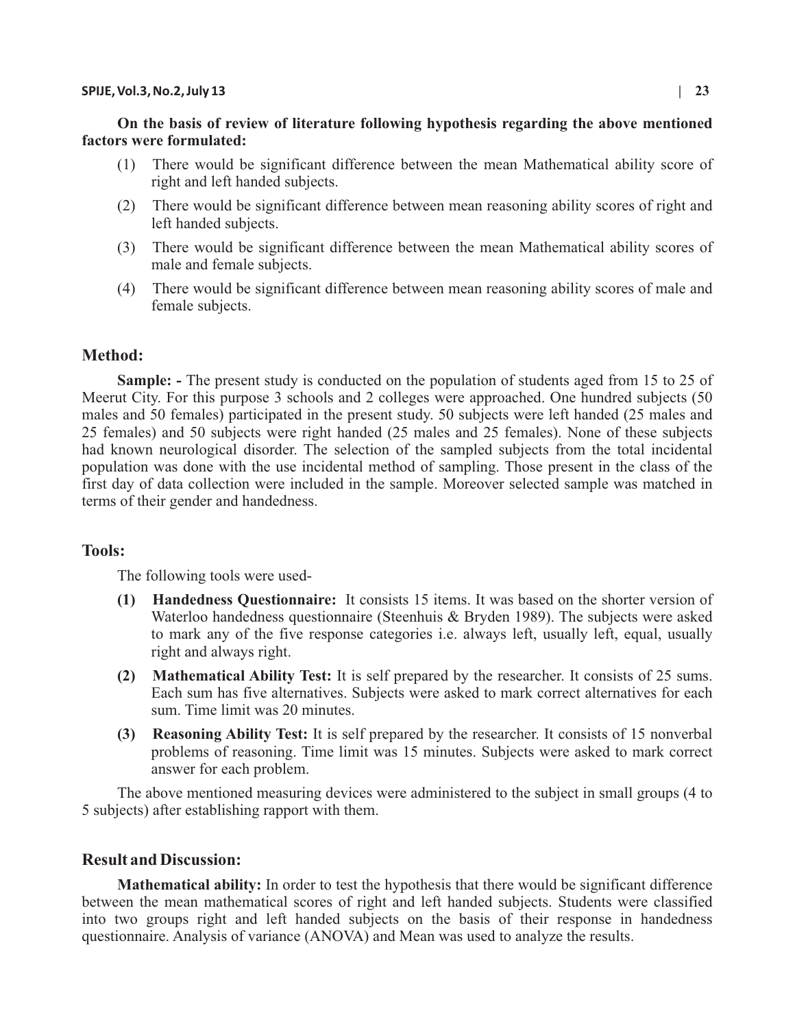**On the basis of review of literature following hypothesis regarding the above mentioned factors were formulated:**

(1) There would be significant difference between the mean Mathematical ability score of right and left handed subjects.

(2) There would be significant difference between mean reasoning ability scores of right and left handed subjects.

(3) There would be significant difference between the mean Mathematical ability scores of male and female subjects.

(4) There would be significant difference between mean reasoning ability scores of male and female subjects.

## Method:

**Sample: -** The present study is conducted on the population of students aged from 15 to 25 of Meerut City. For this purpose 3 schools and 2 colleges were approached. One hundred subjects (50 males and 50 females) participated in the present study. 50 subjects were left handed (25 males and 25 females) and 50 subjects were right handed (25 males and 25 females). None of these subjects had known neurological disorder. The selection of the sampled subjects from the total incidental population was done with the use incidental method of sampling. Those present in the class of the first day of data collection were included in the sample. Moreover selected sample was matched in terms of their gender and handedness.

## Tools:

The following tools were used-

**(1) Handedness Questionnaire:** It consists 15 items. It was based on the shorter version of Waterloo handedness questionnaire (Steenhuis & Bryden 1989). The subjects were asked to mark any of the five response categories i.e. always left, usually left, equal, usually right and always right.

**(2) Mathematical Ability Test:** It is self prepared by the researcher. It consists of 25 sums. Each sum has five alternatives. Subjects were asked to mark correct alternatives for each sum. Time limit was 20 minutes.

**(3) Reasoning Ability Test:** It is self prepared by the researcher. It consists of 15 nonverbal problems of reasoning. Time limit was 15 minutes. Subjects were asked to mark correct answer for each problem.

The above mentioned measuring devices were administered to the subject in small groups (4 to 5 subjects) after establishing rapport with them.

## Result and Discussion:

**Mathematical ability:** In order to test the hypothesis that there would be significant difference between the mean mathematical scores of right and left handed subjects. Students were classified into two groups right and left handed subjects on the basis of their response in handedness questionnaire. Analysis of variance (ANOVA) and Mean was used to analyze the results.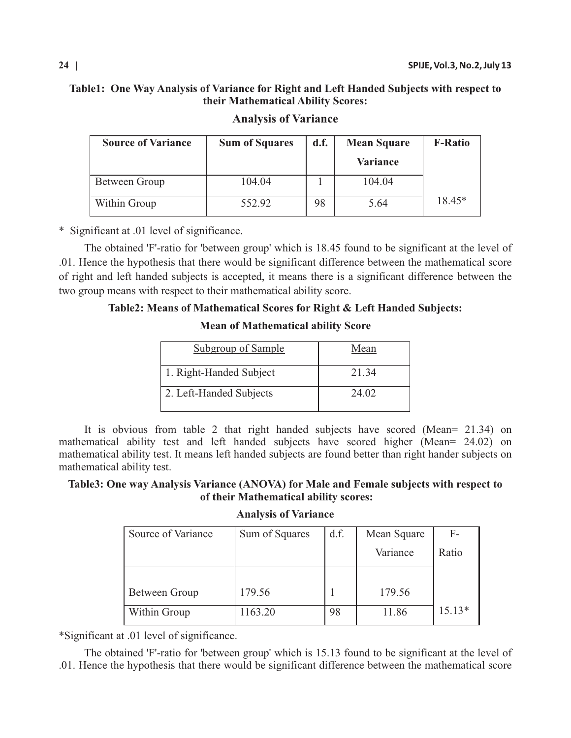**Table1: One Way Analysis of Variance for Right and Left Handed Subjects with respect to their Mathematical Ability Scores:**

**Analysis of Variance**

| Source of Variance | Sum of Squares | d.f. | Mean Square Variance | F-Ratio |
|---|---|---|---|---|
| Between Group | 104.04 | 1 | 104.04 | |
| Within Group | 552.92 | 98 | 5.64 | 18.45* |

\* Significant at .01 level of significance.

The obtained 'F'-ratio for 'between group' which is 18.45 found to be significant at the level of .01. Hence the hypothesis that there would be significant difference between the mathematical score of right and left handed subjects is accepted, it means there is a significant difference between the two group means with respect to their mathematical ability score.

**Table2: Means of Mathematical Scores for Right & Left Handed Subjects:**

**Mean of Mathematical ability Score**

| Subgroup of Sample | Mean |
|---|---|
| 1. Right-Handed Subject | 21.34 |
| 2. Left-Handed Subjects | 24.02 |

It is obvious from table 2 that right handed subjects have scored (Mean= 21.34) on mathematical ability test and left handed subjects have scored higher (Mean= 24.02) on mathematical ability test. It means left handed subjects are found better than right hander subjects on mathematical ability test.

**Table3: One way Analysis Variance (ANOVA) for Male and Female subjects with respect to of their Mathematical ability scores:**

**Analysis of Variance**

| Source of Variance | Sum of Squares | d.f. | Mean Square Variance | F-Ratio |
|---|---|---|---|---|
| Between Group | 179.56 | 1 | 179.56 | |
| Within Group | 1163.20 | 98 | 11.86 | 15.13* |

\*Significant at .01 level of significance.

The obtained 'F'-ratio for 'between group' which is 15.13 found to be significant at the level of .01. Hence the hypothesis that there would be significant difference between the mathematical score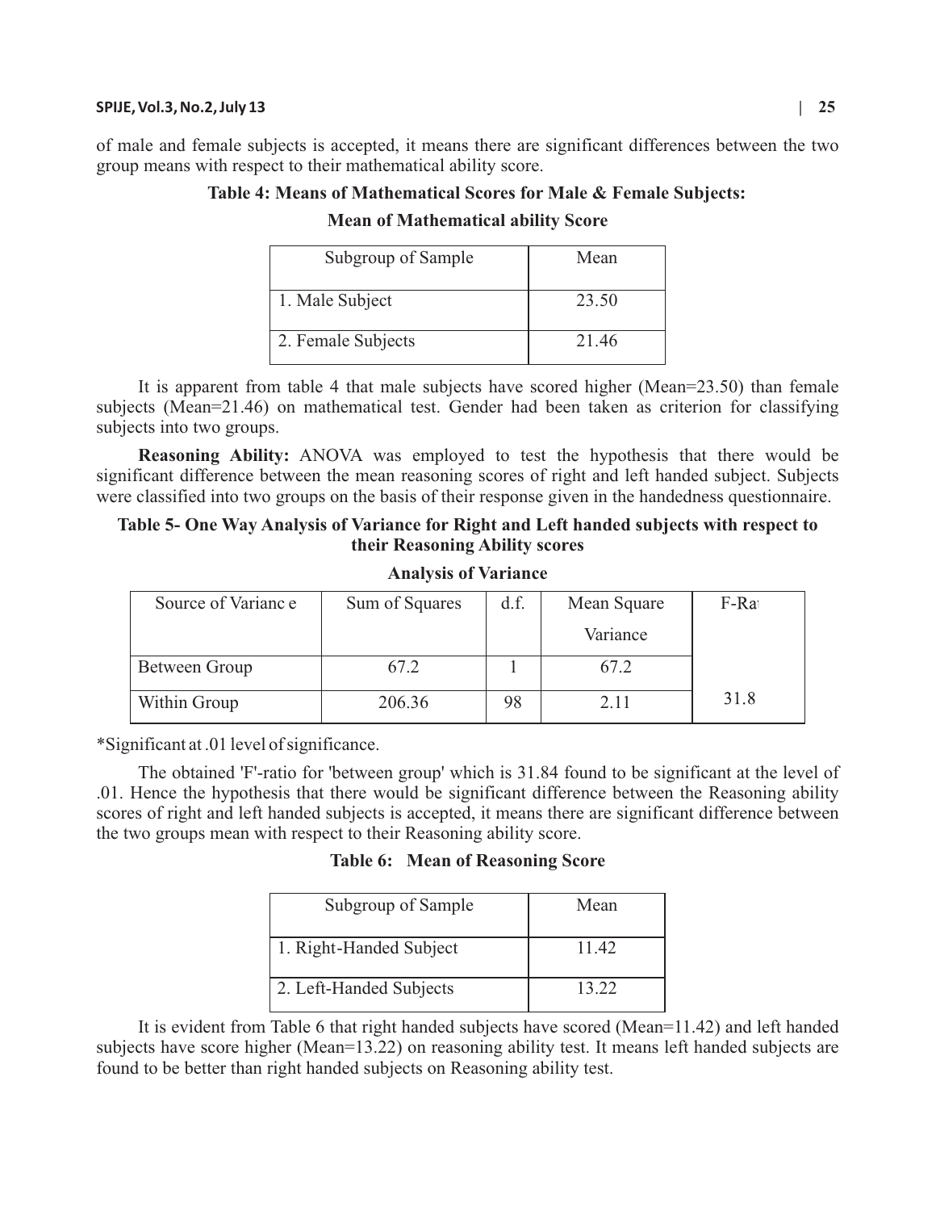of male and female subjects is accepted, it means there are significant differences between the two group means with respect to their mathematical ability score.

**Table 4: Means of Mathematical Scores for Male & Female Subjects:**

**Mean of Mathematical ability Score**

| Subgroup of Sample | Mean |
|---|---|
| 1. Male Subject | 23.50 |
| 2. Female Subjects | 21.46 |

It is apparent from table 4 that male subjects have scored higher (Mean=23.50) than female subjects (Mean=21.46) on mathematical test. Gender had been taken as criterion for classifying subjects into two groups.

**Reasoning Ability:** ANOVA was employed to test the hypothesis that there would be significant difference between the mean reasoning scores of right and left handed subject. Subjects were classified into two groups on the basis of their response given in the handedness questionnaire.

**Table 5- One Way Analysis of Variance for Right and Left handed subjects with respect to their Reasoning Ability scores**

**Analysis of Variance**

| Source of Varianc e | Sum of Squares | d.f. | Mean Square Variance | F-Ra |
|---|---|---|---|---|
| Between Group | 67.2 | 1 | 67.2 | |
| Within Group | 206.36 | 98 | 2.11 | 31.8 |

*Significant at .01 level of significance.

The obtained 'F'-ratio for 'between group' which is 31.84 found to be significant at the level of .01. Hence the hypothesis that there would be significant difference between the Reasoning ability scores of right and left handed subjects is accepted, it means there are significant difference between the two groups mean with respect to their Reasoning ability score.

**Table 6: Mean of Reasoning Score**

| Subgroup of Sample | Mean |
|---|---|
| 1. Right-Handed Subject | 11.42 |
| 2. Left-Handed Subjects | 13.22 |

It is evident from Table 6 that right handed subjects have scored (Mean=11.42) and left handed subjects have score higher (Mean=13.22) on reasoning ability test. It means left handed subjects are found to be better than right handed subjects on Reasoning ability test.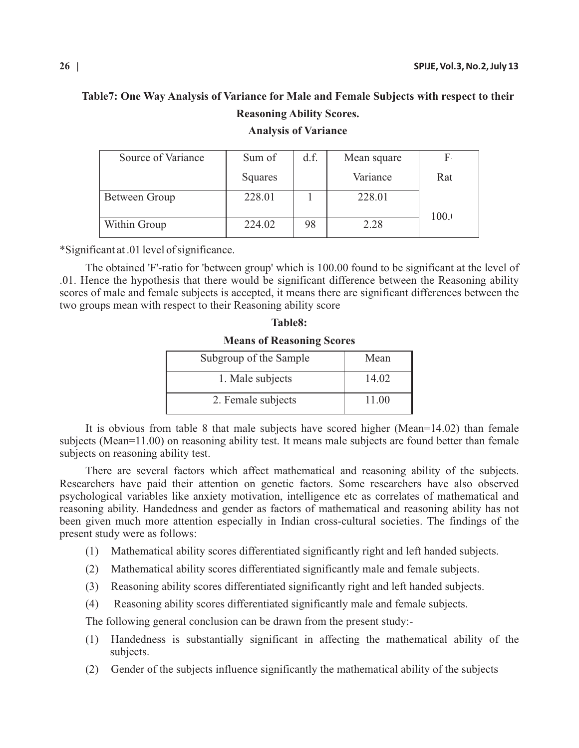**Table7: One Way Analysis of Variance for Male and Female Subjects with respect to their Reasoning Ability Scores.**

**Analysis of Variance**

| Source of Variance | Sum of Squares | d.f. | Mean square Variance | F-Rat |
|---|---|---|---|---|
| Between Group | 228.01 | 1 | 228.01 | 100.( |
| Within Group | 224.02 | 98 | 2.28 | |

*Significant at .01 level of significance.

The obtained 'F'-ratio for 'between group' which is 100.00 found to be significant at the level of .01. Hence the hypothesis that there would be significant difference between the Reasoning ability scores of male and female subjects is accepted, it means there are significant differences between the two groups mean with respect to their Reasoning ability score

**Table8:**

**Means of Reasoning Scores**

| Subgroup of the Sample | Mean |
|---|---|
| 1. Male subjects | 14.02 |
| 2. Female subjects | 11.00 |

It is obvious from table 8 that male subjects have scored higher (Mean=14.02) than female subjects (Mean=11.00) on reasoning ability test. It means male subjects are found better than female subjects on reasoning ability test.

There are several factors which affect mathematical and reasoning ability of the subjects. Researchers have paid their attention on genetic factors. Some researchers have also observed psychological variables like anxiety motivation, intelligence etc as correlates of mathematical and reasoning ability. Handedness and gender as factors of mathematical and reasoning ability has not been given much more attention especially in Indian cross-cultural societies. The findings of the present study were as follows:

(1) Mathematical ability scores differentiated significantly right and left handed subjects.

(2) Mathematical ability scores differentiated significantly male and female subjects.

(3) Reasoning ability scores differentiated significantly right and left handed subjects.

(4) Reasoning ability scores differentiated significantly male and female subjects.

The following general conclusion can be drawn from the present study:-

(1) Handedness is substantially significant in affecting the mathematical ability of the subjects.

(2) Gender of the subjects influence significantly the mathematical ability of the subjects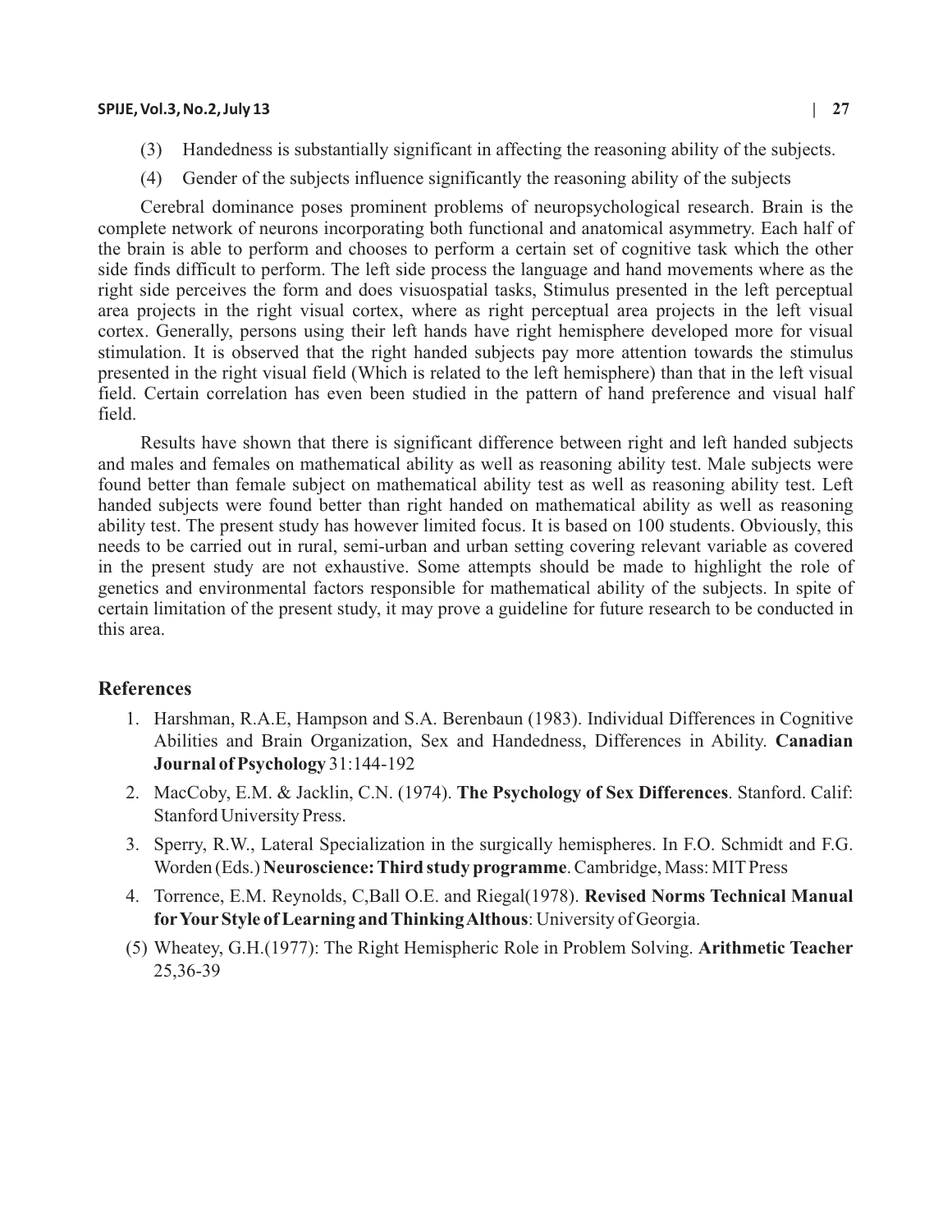(3) Handedness is substantially significant in affecting the reasoning ability of the subjects.

(4) Gender of the subjects influence significantly the reasoning ability of the subjects

Cerebral dominance poses prominent problems of neuropsychological research. Brain is the complete network of neurons incorporating both functional and anatomical asymmetry. Each half of the brain is able to perform and chooses to perform a certain set of cognitive task which the other side finds difficult to perform. The left side process the language and hand movements where as the right side perceives the form and does visuospatial tasks, Stimulus presented in the left perceptual area projects in the right visual cortex, where as right perceptual area projects in the left visual cortex. Generally, persons using their left hands have right hemisphere developed more for visual stimulation. It is observed that the right handed subjects pay more attention towards the stimulus presented in the right visual field (Which is related to the left hemisphere) than that in the left visual field. Certain correlation has even been studied in the pattern of hand preference and visual half field.

Results have shown that there is significant difference between right and left handed subjects and males and females on mathematical ability as well as reasoning ability test. Male subjects were found better than female subject on mathematical ability test as well as reasoning ability test. Left handed subjects were found better than right handed on mathematical ability as well as reasoning ability test. The present study has however limited focus. It is based on 100 students. Obviously, this needs to be carried out in rural, semi-urban and urban setting covering relevant variable as covered in the present study are not exhaustive. Some attempts should be made to highlight the role of genetics and environmental factors responsible for mathematical ability of the subjects. In spite of certain limitation of the present study, it may prove a guideline for future research to be conducted in this area.

## References

1. Harshman, R.A.E, Hampson and S.A. Berenbaun (1983). Individual Differences in Cognitive Abilities and Brain Organization, Sex and Handedness, Differences in Ability. **Canadian Journal of Psychology** 31:144-192
2. MacCoby, E.M. & Jacklin, C.N. (1974). **The Psychology of Sex Differences**. Stanford. Calif: Stanford University Press.
3. Sperry, R.W., Lateral Specialization in the surgically hemispheres. In F.O. Schmidt and F.G. Worden (Eds.) **Neuroscience: Third study programme**. Cambridge, Mass: MIT Press
4. Torrence, E.M. Reynolds, C,Ball O.E. and Riegal(1978). **Revised Norms Technical Manual for Your Style of Learning and Thinking Althous**: University of Georgia.

(5) Wheatey, G.H.(1977): The Right Hemispheric Role in Problem Solving. **Arithmetic Teacher** 25,36-39